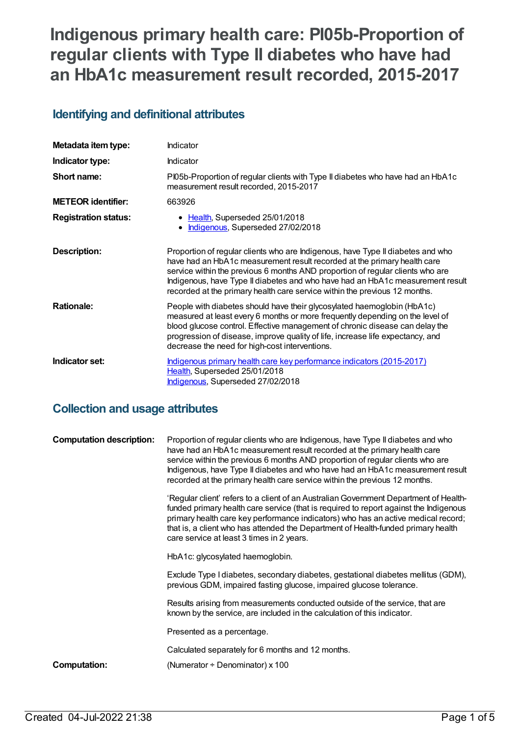# Indigenous primary health care: PI05b-Proportion of regular clients with Type II diabetes who have had an HbA1c measurement result recorded, 2015-2017

## Identifying and definitional attributes

| | |
|---|---|
| **Metadata item type:** | Indicator |
| **Indicator type:** | Indicator |
| **Short name:** | PI05b-Proportion of regular clients with Type II diabetes who have had an HbA1c measurement result recorded, 2015-2017 |
| **METEOR identifier:** | 663926 |
| **Registration status:** | • Health, Superseded 25/01/2018<br>• Indigenous, Superseded 27/02/2018 |
| **Description:** | Proportion of regular clients who are Indigenous, have Type II diabetes and who have had an HbA1c measurement result recorded at the primary health care service within the previous 6 months AND proportion of regular clients who are Indigenous, have Type II diabetes and who have had an HbA1c measurement result recorded at the primary health care service within the previous 12 months. |
| **Rationale:** | People with diabetes should have their glycosylated haemoglobin (HbA1c) measured at least every 6 months or more frequently depending on the level of blood glucose control. Effective management of chronic disease can delay the progression of disease, improve quality of life, increase life expectancy, and decrease the need for high-cost interventions. |
| **Indicator set:** | Indigenous primary health care key performance indicators (2015-2017)<br>Health, Superseded 25/01/2018<br>Indigenous, Superseded 27/02/2018 |

## Collection and usage attributes

| | |
|---|---|
| **Computation description:** | Proportion of regular clients who are Indigenous, have Type II diabetes and who have had an HbA1c measurement result recorded at the primary health care service within the previous 6 months AND proportion of regular clients who are Indigenous, have Type II diabetes and who have had an HbA1c measurement result recorded at the primary health care service within the previous 12 months.<br><br>'Regular client' refers to a client of an Australian Government Department of Health-funded primary health care service (that is required to report against the Indigenous primary health care key performance indicators) who has an active medical record; that is, a client who has attended the Department of Health-funded primary health care service at least 3 times in 2 years.<br><br>HbA1c: glycosylated haemoglobin.<br><br>Exclude Type I diabetes, secondary diabetes, gestational diabetes mellitus (GDM), previous GDM, impaired fasting glucose, impaired glucose tolerance.<br><br>Results arising from measurements conducted outside of the service, that are known by the service, are included in the calculation of this indicator.<br><br>Presented as a percentage.<br><br>Calculated separately for 6 months and 12 months. |
| **Computation:** | (Numerator ÷ Denominator) x 100 |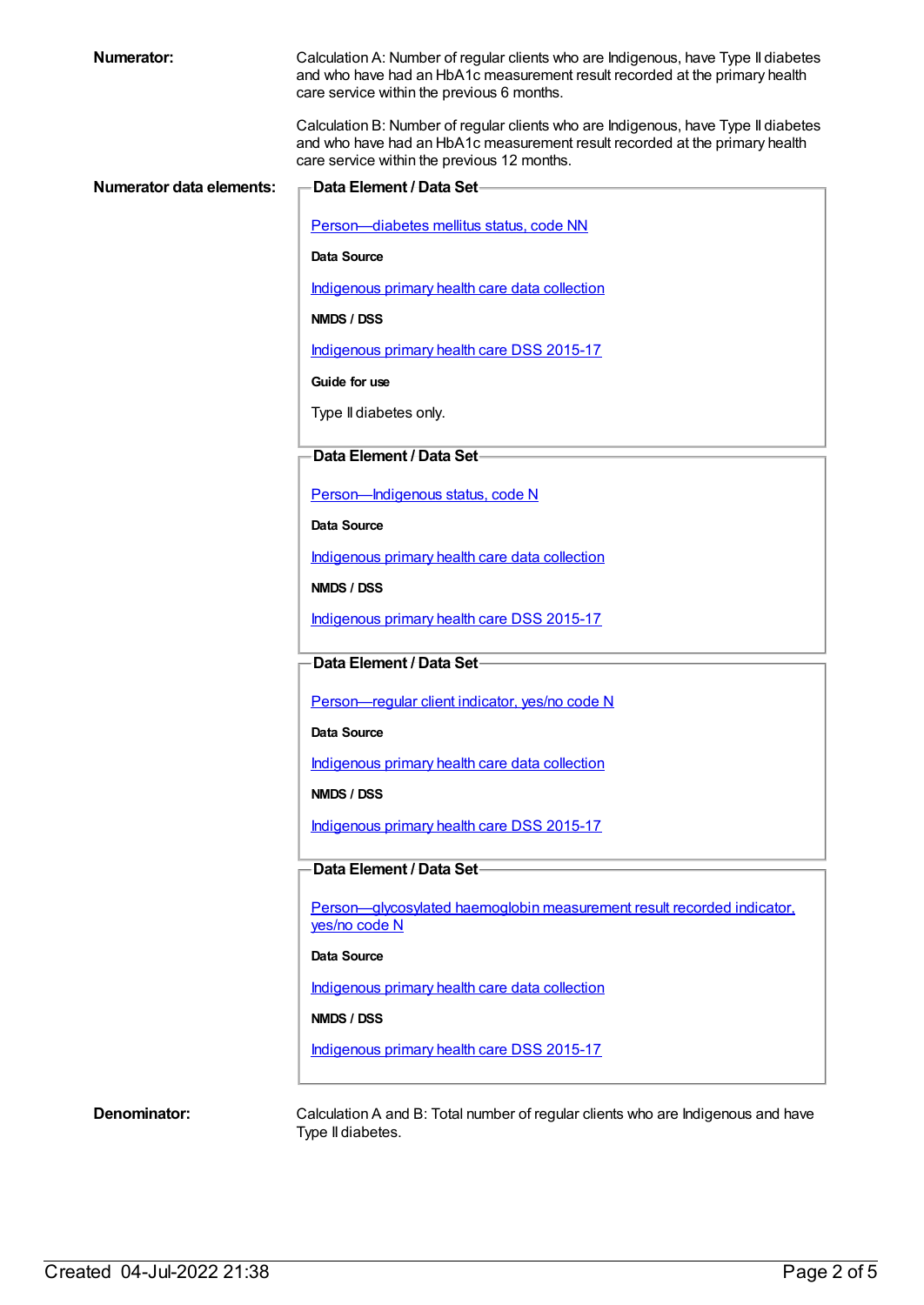**Numerator:**

Calculation A: Number of regular clients who are Indigenous, have Type II diabetes and who have had an HbA1c measurement result recorded at the primary health care service within the previous 6 months.

Calculation B: Number of regular clients who are Indigenous, have Type II diabetes and who have had an HbA1c measurement result recorded at the primary health care service within the previous 12 months.

**Numerator data elements:**

**Data Element / Data Set**

Person—diabetes mellitus status, code NN

**Data Source**

Indigenous primary health care data collection

**NMDS / DSS**

Indigenous primary health care DSS 2015-17

**Guide for use**

Type II diabetes only.

**Data Element / Data Set**

Person—Indigenous status, code N

**Data Source**

Indigenous primary health care data collection

**NMDS / DSS**

Indigenous primary health care DSS 2015-17

**Data Element / Data Set**

Person—regular client indicator, yes/no code N

**Data Source**

Indigenous primary health care data collection

**NMDS / DSS**

Indigenous primary health care DSS 2015-17

**Data Element / Data Set**

Person—glycosylated haemoglobin measurement result recorded indicator, yes/no code N

**Data Source**

Indigenous primary health care data collection

**NMDS / DSS**

Indigenous primary health care DSS 2015-17

**Denominator:**

Calculation A and B: Total number of regular clients who are Indigenous and have Type II diabetes.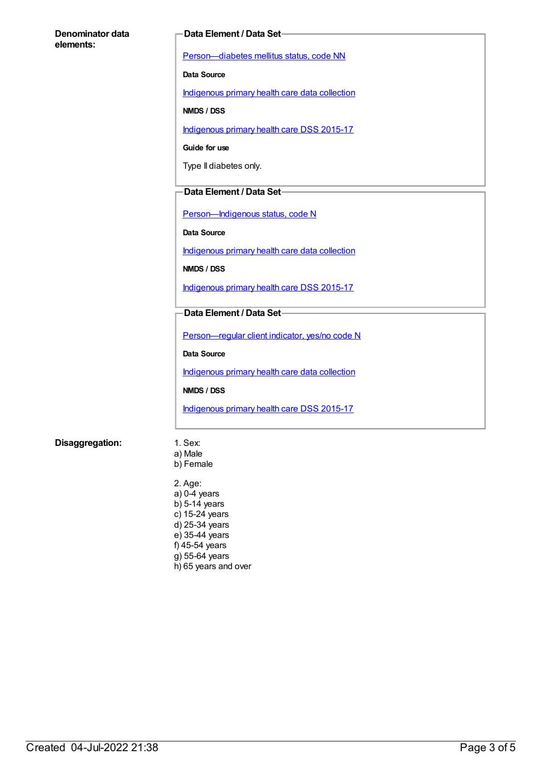**Denominator data elements:**

**Data Element / Data Set**

Person—diabetes mellitus status, code NN

**Data Source**

Indigenous primary health care data collection

**NMDS / DSS**

Indigenous primary health care DSS 2015-17

**Guide for use**

Type II diabetes only.

**Data Element / Data Set**

Person—Indigenous status, code N

**Data Source**

Indigenous primary health care data collection

**NMDS / DSS**

Indigenous primary health care DSS 2015-17

**Data Element / Data Set**

Person—regular client indicator, yes/no code N

**Data Source**

Indigenous primary health care data collection

**NMDS / DSS**

Indigenous primary health care DSS 2015-17

**Disaggregation:**

1. Sex:
a) Male
b) Female

2. Age:
a) 0-4 years
b) 5-14 years
c) 15-24 years
d) 25-34 years
e) 35-44 years
f) 45-54 years
g) 55-64 years
h) 65 years and over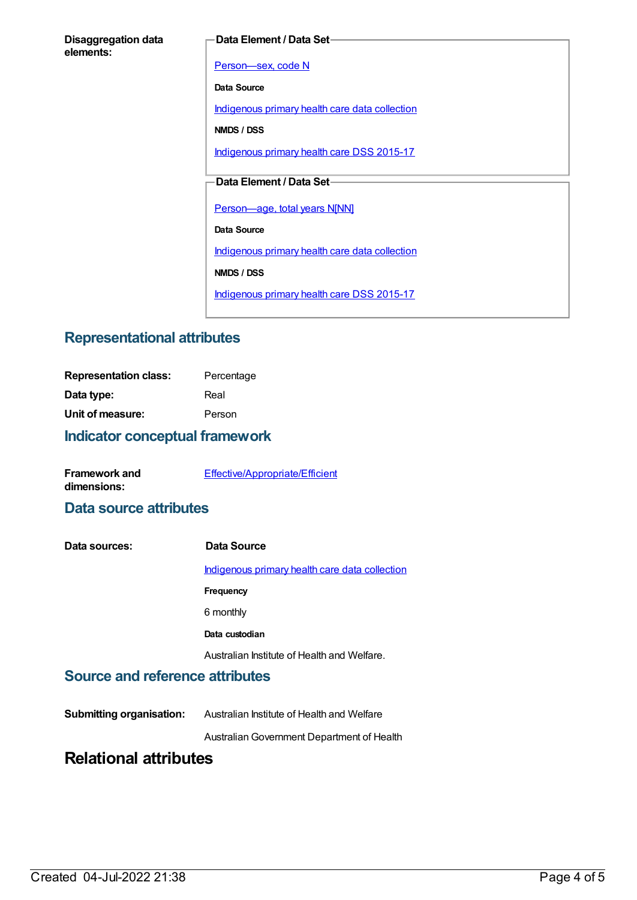**Disaggregation data elements:**

**Data Element / Data Set**

Person—sex, code N

**Data Source**

Indigenous primary health care data collection

**NMDS / DSS**

Indigenous primary health care DSS 2015-17

**Data Element / Data Set**

Person—age, total years N[NN]

**Data Source**

Indigenous primary health care data collection

**NMDS / DSS**

Indigenous primary health care DSS 2015-17

## Representational attributes

**Representation class:** Percentage

**Data type:** Real

**Unit of measure:** Person

## Indicator conceptual framework

**Framework and dimensions:** Effective/Appropriate/Efficient

## Data source attributes

**Data sources:**

**Data Source**

Indigenous primary health care data collection

**Frequency**

6 monthly

**Data custodian**

Australian Institute of Health and Welfare.

## Source and reference attributes

**Submitting organisation:** Australian Institute of Health and Welfare

Australian Government Department of Health

# Relational attributes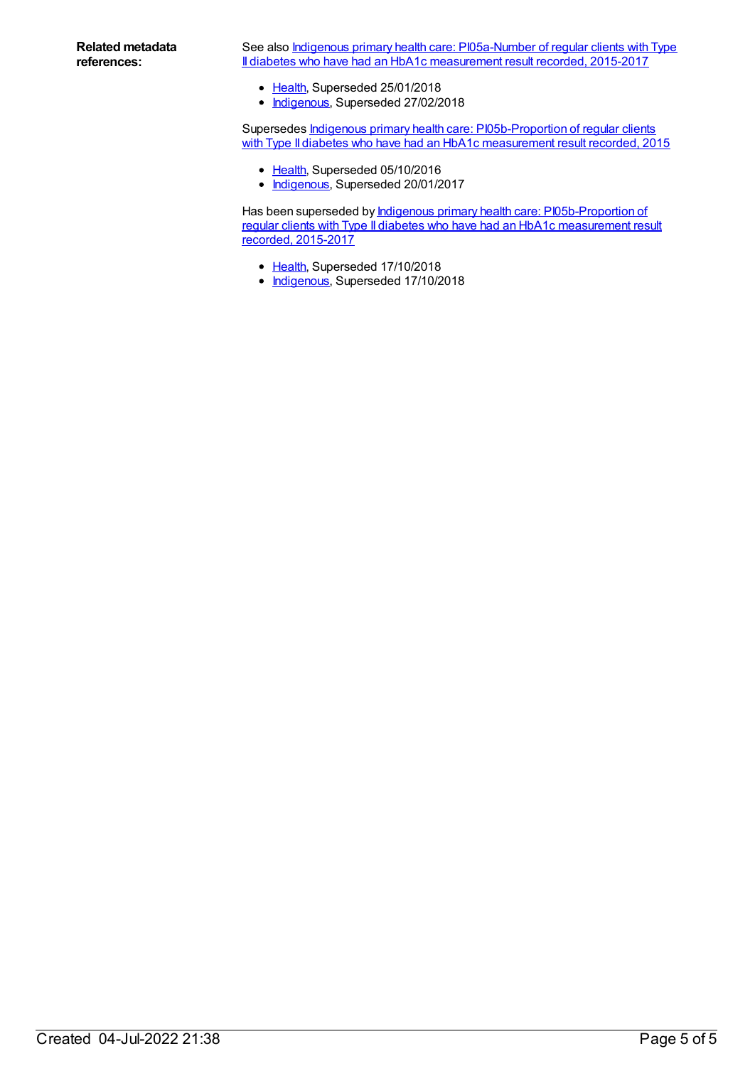**Related metadata references:**

See also Indigenous primary health care: PI05a-Number of regular clients with Type II diabetes who have had an HbA1c measurement result recorded, 2015-2017

- Health, Superseded 25/01/2018
- Indigenous, Superseded 27/02/2018

Supersedes Indigenous primary health care: PI05b-Proportion of regular clients with Type II diabetes who have had an HbA1c measurement result recorded, 2015

- Health, Superseded 05/10/2016
- Indigenous, Superseded 20/01/2017

Has been superseded by Indigenous primary health care: PI05b-Proportion of regular clients with Type II diabetes who have had an HbA1c measurement result recorded, 2015-2017

- Health, Superseded 17/10/2018
- Indigenous, Superseded 17/10/2018

Created 04-Jul-2022 21:38